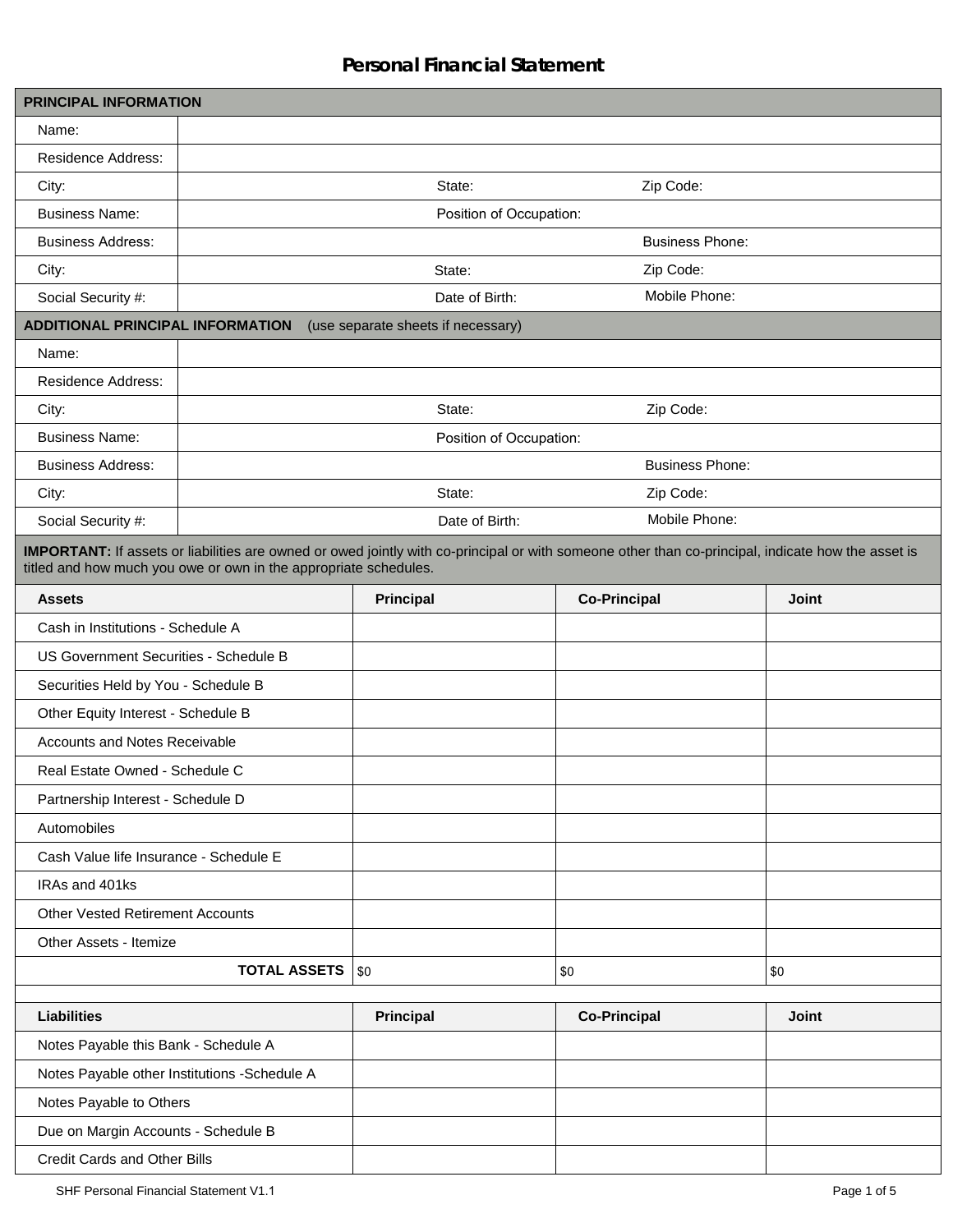# Personal Financial Statement

| PRINCIPAL INFORMATION | | | |
|---|---|---|---|
| Name: | | | |
| Residence Address: | | | |
| City: | | State: | Zip Code: |
| Business Name: | | Position of Occupation: | |
| Business Address: | | | Business Phone: |
| City: | | State: | Zip Code: |
| Social Security #: | | Date of Birth: | Mobile Phone: |

| ADDITIONAL PRINCIPAL INFORMATION (use separate sheets if necessary) | | | |
|---|---|---|---|
| Name: | | | |
| Residence Address: | | | |
| City: | | State: | Zip Code: |
| Business Name: | | Position of Occupation: | |
| Business Address: | | | Business Phone: |
| City: | | State: | Zip Code: |
| Social Security #: | | Date of Birth: | Mobile Phone: |

**IMPORTANT:** If assets or liabilities are owned or owed jointly with co-principal or with someone other than co-principal, indicate how the asset is titled and how much you owe or own in the appropriate schedules.

| Assets | Principal | Co-Principal | Joint |
|---|---|---|---|
| Cash in Institutions - Schedule A | | | |
| US Government Securities - Schedule B | | | |
| Securities Held by You - Schedule B | | | |
| Other Equity Interest - Schedule B | | | |
| Accounts and Notes Receivable | | | |
| Real Estate Owned - Schedule C | | | |
| Partnership Interest - Schedule D | | | |
| Automobiles | | | |
| Cash Value life Insurance - Schedule E | | | |
| IRAs and 401ks | | | |
| Other Vested Retirement Accounts | | | |
| Other Assets - Itemize | | | |
| **TOTAL ASSETS** | $0 | $0 | $0 |

| Liabilities | Principal | Co-Principal | Joint |
|---|---|---|---|
| Notes Payable this Bank - Schedule A | | | |
| Notes Payable other Institutions -Schedule A | | | |
| Notes Payable to Others | | | |
| Due on Margin Accounts - Schedule B | | | |
| Credit Cards and Other Bills | | | |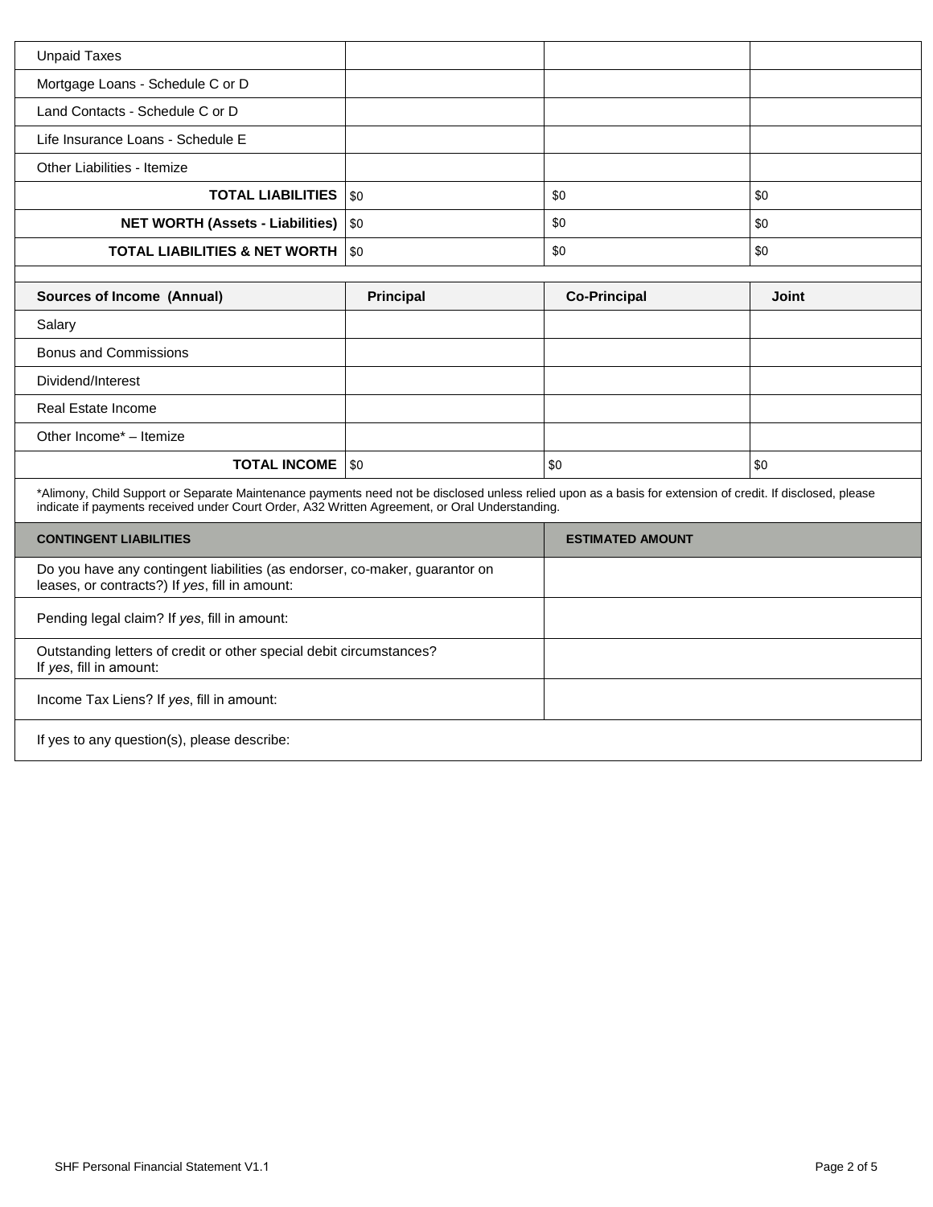| | | | |
|---|---|---|---|
| Unpaid Taxes | | | |
| Mortgage Loans - Schedule C or D | | | |
| Land Contacts - Schedule C or D | | | |
| Life Insurance Loans - Schedule E | | | |
| Other Liabilities - Itemize | | | |
| **TOTAL LIABILITIES** | $0 | $0 | $0 |
| **NET WORTH (Assets - Liabilities)** | $0 | $0 | $0 |
| **TOTAL LIABILITIES & NET WORTH** | $0 | $0 | $0 |

| **Sources of Income (Annual)** | **Principal** | **Co-Principal** | **Joint** |
|---|---|---|---|
| Salary | | | |
| Bonus and Commissions | | | |
| Dividend/Interest | | | |
| Real Estate Income | | | |
| Other Income* – Itemize | | | |
| **TOTAL INCOME** | $0 | $0 | $0 |

*Alimony, Child Support or Separate Maintenance payments need not be disclosed unless relied upon as a basis for extension of credit. If disclosed, please indicate if payments received under Court Order, A32 Written Agreement, or Oral Understanding.

| **CONTINGENT LIABILITIES** | **ESTIMATED AMOUNT** |
|---|---|
| Do you have any contingent liabilities (as endorser, co-maker, guarantor on leases, or contracts?) If *yes*, fill in amount: | |
| Pending legal claim? If *yes*, fill in amount: | |
| Outstanding letters of credit or other special debit circumstances? If *yes*, fill in amount: | |
| Income Tax Liens? If *yes*, fill in amount: | |
| If yes to any question(s), please describe: | |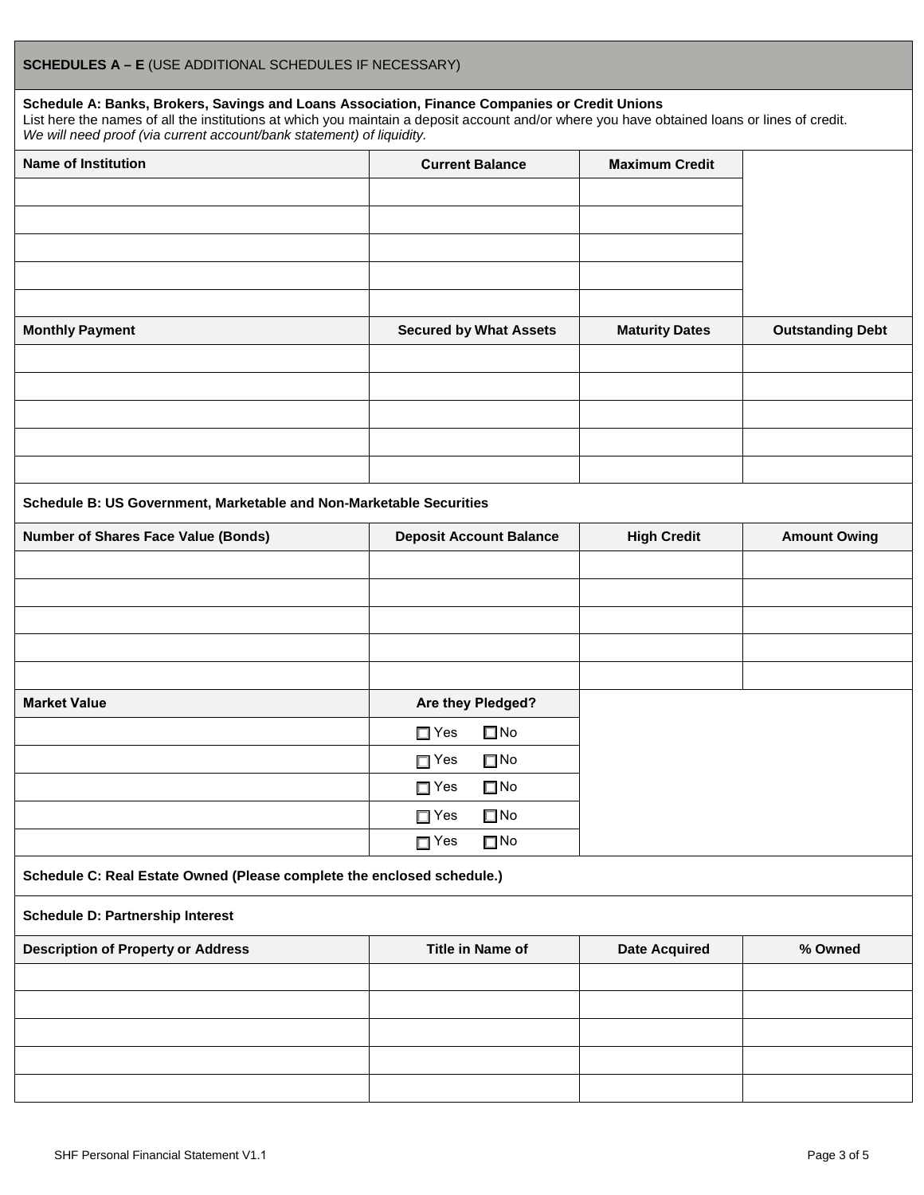## SCHEDULES A – E (USE ADDITIONAL SCHEDULES IF NECESSARY)

**Schedule A: Banks, Brokers, Savings and Loans Association, Finance Companies or Credit Unions**

List here the names of all the institutions at which you maintain a deposit account and/or where you have obtained loans or lines of credit.

*We will need proof (via current account/bank statement) of liquidity.*

| Name of Institution | Current Balance | Maximum Credit | |
|---|---|---|---|
| | | | |
| | | | |
| | | | |
| | | | |
| | | | |
| **Monthly Payment** | **Secured by What Assets** | **Maturity Dates** | **Outstanding Debt** |
| | | | |
| | | | |
| | | | |
| | | | |
| | | | |

**Schedule B: US Government, Marketable and Non-Marketable Securities**

| Number of Shares Face Value (Bonds) | Deposit Account Balance | High Credit | Amount Owing |
|---|---|---|---|
| | | | |
| | | | |
| | | | |
| | | | |
| | | | |
| **Market Value** | **Are they Pledged?** | | |
| | ☐ Yes ☐ No | | |
| | ☐ Yes ☐ No | | |
| | ☐ Yes ☐ No | | |
| | ☐ Yes ☐ No | | |
| | ☐ Yes ☐ No | | |

**Schedule C: Real Estate Owned (Please complete the enclosed schedule.)**

**Schedule D: Partnership Interest**

| Description of Property or Address | Title in Name of | Date Acquired | % Owned |
|---|---|---|---|
| | | | |
| | | | |
| | | | |
| | | | |
| | | | |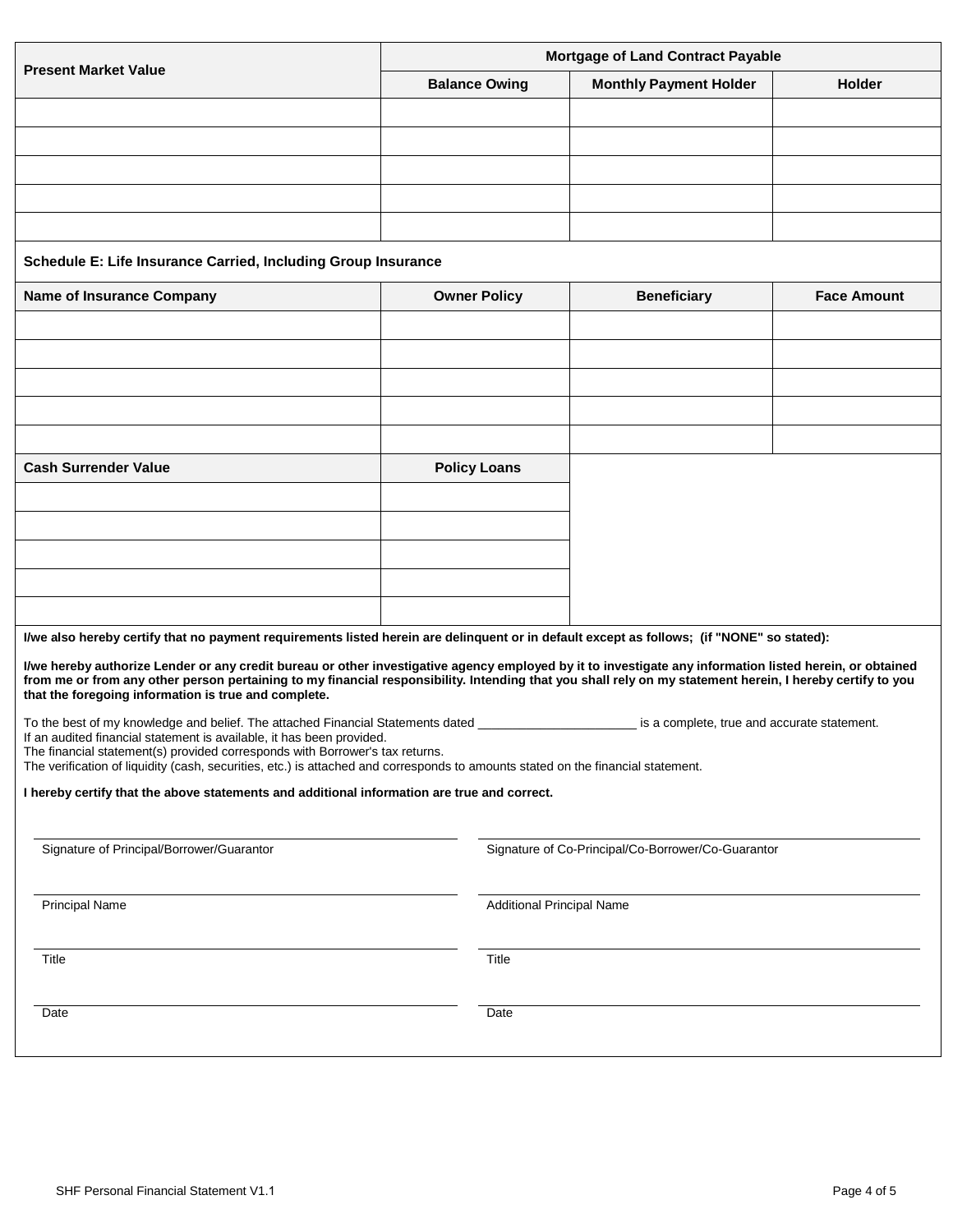| Present Market Value | Mortgage of Land Contract Payable | | |
|---|---|---|---|
| | Balance Owing | Monthly Payment Holder | Holder |
| | | | |
| | | | |
| | | | |
| | | | |
| | | | |

**Schedule E: Life Insurance Carried, Including Group Insurance**

| Name of Insurance Company | Owner Policy | Beneficiary | Face Amount |
|---|---|---|---|
| | | | |
| | | | |
| | | | |
| | | | |
| | | | |

| Cash Surrender Value | Policy Loans |
|---|---|
| | |
| | |
| | |
| | |
| | |

**I/we also hereby certify that no payment requirements listed herein are delinquent or in default except as follows; (if "NONE" so stated):**

**I/we hereby authorize Lender or any credit bureau or other investigative agency employed by it to investigate any information listed herein, or obtained from me or from any other person pertaining to my financial responsibility. Intending that you shall rely on my statement herein, I hereby certify to you that the foregoing information is true and complete.**

To the best of my knowledge and belief. The attached Financial Statements dated ______________________ is a complete, true and accurate statement.
If an audited financial statement is available, it has been provided.
The financial statement(s) provided corresponds with Borrower's tax returns.
The verification of liquidity (cash, securities, etc.) is attached and corresponds to amounts stated on the financial statement.

**I hereby certify that the above statements and additional information are true and correct.**

______________________________
Signature of Principal/Borrower/Guarantor

______________________________
Signature of Co-Principal/Co-Borrower/Co-Guarantor

______________________________
Principal Name

______________________________
Additional Principal Name

______________________________
Title

______________________________
Title

______________________________
Date

______________________________
Date

SHF Personal Financial Statement V1.1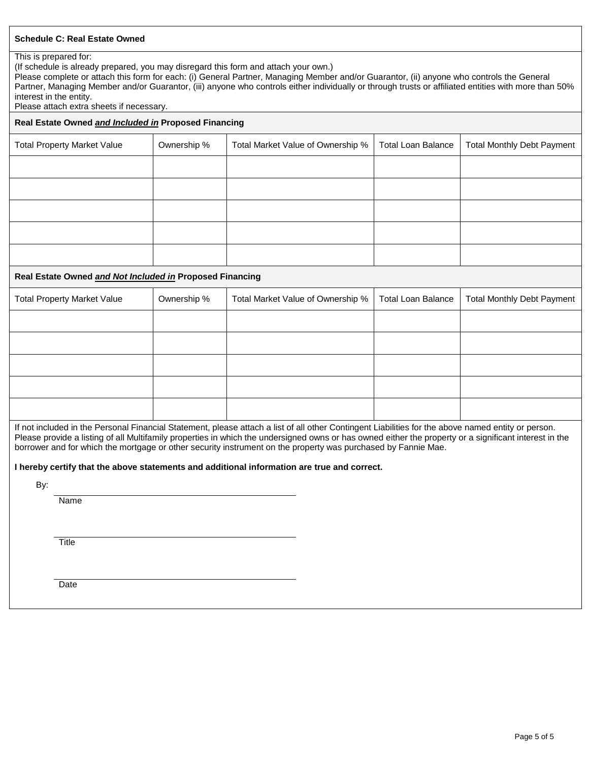**Schedule C: Real Estate Owned**

This is prepared for:
(If schedule is already prepared, you may disregard this form and attach your own.)
Please complete or attach this form for each: (i) General Partner, Managing Member and/or Guarantor, (ii) anyone who controls the General Partner, Managing Member and/or Guarantor, (iii) anyone who controls either individually or through trusts or affiliated entities with more than 50% interest in the entity.
Please attach extra sheets if necessary.

**Real Estate Owned *and Included in* Proposed Financing**

| Total Property Market Value | Ownership % | Total Market Value of Ownership % | Total Loan Balance | Total Monthly Debt Payment |
|---|---|---|---|---|
| | | | | |
| | | | | |
| | | | | |
| | | | | |
| | | | | |

**Real Estate Owned *and Not Included in* Proposed Financing**

| Total Property Market Value | Ownership % | Total Market Value of Ownership % | Total Loan Balance | Total Monthly Debt Payment |
|---|---|---|---|---|
| | | | | |
| | | | | |
| | | | | |
| | | | | |
| | | | | |

If not included in the Personal Financial Statement, please attach a list of all other Contingent Liabilities for the above named entity or person.
Please provide a listing of all Multifamily properties in which the undersigned owns or has owned either the property or a significant interest in the borrower and for which the mortgage or other security instrument on the property was purchased by Fannie Mae.

**I hereby certify that the above statements and additional information are true and correct.**

By: ______________________________
Name

______________________________
Title

______________________________
Date